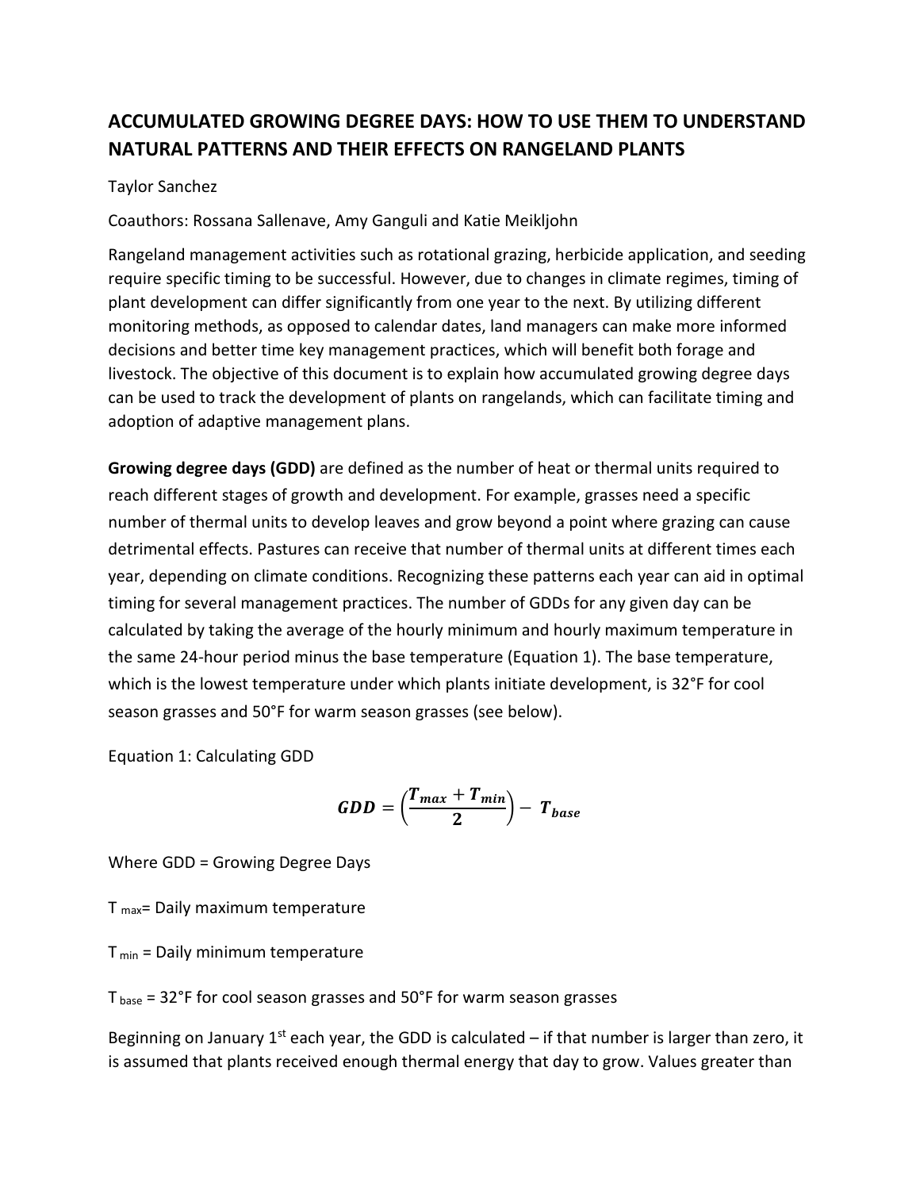# ACCUMULATED GROWING DEGREE DAYS: HOW TO USE THEM TO UNDERSTAND NATURAL PATTERNS AND THEIR EFFECTS ON RANGELAND PLANTS

Taylor Sanchez

Coauthors: Rossana Sallenave, Amy Ganguli and Katie Meikljohn

Rangeland management activities such as rotational grazing, herbicide application, and seeding require specific timing to be successful. However, due to changes in climate regimes, timing of plant development can differ significantly from one year to the next. By utilizing different monitoring methods, as opposed to calendar dates, land managers can make more informed decisions and better time key management practices, which will benefit both forage and livestock. The objective of this document is to explain how accumulated growing degree days can be used to track the development of plants on rangelands, which can facilitate timing and adoption of adaptive management plans.

**Growing degree days (GDD)** are defined as the number of heat or thermal units required to reach different stages of growth and development. For example, grasses need a specific number of thermal units to develop leaves and grow beyond a point where grazing can cause detrimental effects. Pastures can receive that number of thermal units at different times each year, depending on climate conditions. Recognizing these patterns each year can aid in optimal timing for several management practices. The number of GDDs for any given day can be calculated by taking the average of the hourly minimum and hourly maximum temperature in the same 24-hour period minus the base temperature (Equation 1). The base temperature, which is the lowest temperature under which plants initiate development, is 32°F for cool season grasses and 50°F for warm season grasses (see below).

Equation 1: Calculating GDD

$$GDD = \left(\frac{T_{max} + T_{min}}{2}\right) - T_{base}$$

Where GDD = Growing Degree Days

$T_{max}$ = Daily maximum temperature

$T_{min}$ = Daily minimum temperature

$T_{base}$ = 32°F for cool season grasses and 50°F for warm season grasses

Beginning on January 1st each year, the GDD is calculated – if that number is larger than zero, it is assumed that plants received enough thermal energy that day to grow. Values greater than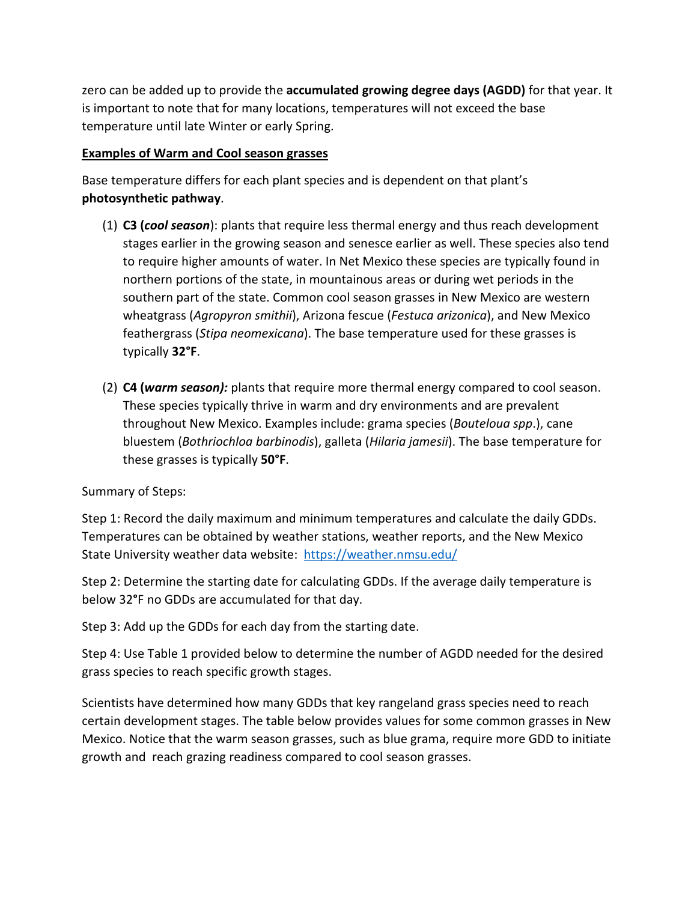zero can be added up to provide the **accumulated growing degree days (AGDD)** for that year. It is important to note that for many locations, temperatures will not exceed the base temperature until late Winter or early Spring.

**<u>Examples of Warm and Cool season grasses</u>**

Base temperature differs for each plant species and is dependent on that plant's **photosynthetic pathway**.

(1) **C3 (*cool season*)**: plants that require less thermal energy and thus reach development stages earlier in the growing season and senesce earlier as well. These species also tend to require higher amounts of water. In Net Mexico these species are typically found in northern portions of the state, in mountainous areas or during wet periods in the southern part of the state. Common cool season grasses in New Mexico are western wheatgrass (*Agropyron smithii*), Arizona fescue (*Festuca arizonica*), and New Mexico feathergrass (*Stipa neomexicana*). The base temperature used for these grasses is typically **32°F**.

(2) **C4 (*warm season):*** plants that require more thermal energy compared to cool season. These species typically thrive in warm and dry environments and are prevalent throughout New Mexico. Examples include: grama species (*Bouteloua spp*.), cane bluestem (*Bothriochloa barbinodis*), galleta (*Hilaria jamesii*). The base temperature for these grasses is typically **50°F**.

Summary of Steps:

Step 1: Record the daily maximum and minimum temperatures and calculate the daily GDDs. Temperatures can be obtained by weather stations, weather reports, and the New Mexico State University weather data website: https://weather.nmsu.edu/

Step 2: Determine the starting date for calculating GDDs. If the average daily temperature is below 32°F no GDDs are accumulated for that day.

Step 3: Add up the GDDs for each day from the starting date.

Step 4: Use Table 1 provided below to determine the number of AGDD needed for the desired grass species to reach specific growth stages.

Scientists have determined how many GDDs that key rangeland grass species need to reach certain development stages. The table below provides values for some common grasses in New Mexico. Notice that the warm season grasses, such as blue grama, require more GDD to initiate growth and reach grazing readiness compared to cool season grasses.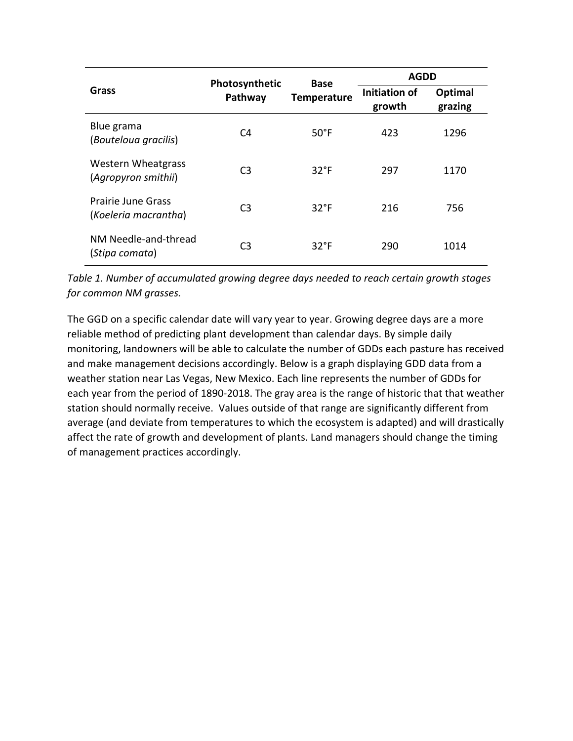| Grass | Photosynthetic Pathway | Base Temperature | AGDD | |
|---|---|---|---|---|
| | | | Initiation of growth | Optimal grazing |
| Blue grama (*Bouteloua gracilis*) | C4 | 50°F | 423 | 1296 |
| Western Wheatgrass (*Agropyron smithii*) | C3 | 32°F | 297 | 1170 |
| Prairie June Grass (*Koeleria macrantha*) | C3 | 32°F | 216 | 756 |
| NM Needle-and-thread (*Stipa comata*) | C3 | 32°F | 290 | 1014 |

*Table 1. Number of accumulated growing degree days needed to reach certain growth stages for common NM grasses.*

The GGD on a specific calendar date will vary year to year. Growing degree days are a more reliable method of predicting plant development than calendar days. By simple daily monitoring, landowners will be able to calculate the number of GDDs each pasture has received and make management decisions accordingly. Below is a graph displaying GDD data from a weather station near Las Vegas, New Mexico. Each line represents the number of GDDs for each year from the period of 1890-2018. The gray area is the range of historic that that weather station should normally receive. Values outside of that range are significantly different from average (and deviate from temperatures to which the ecosystem is adapted) and will drastically affect the rate of growth and development of plants. Land managers should change the timing of management practices accordingly.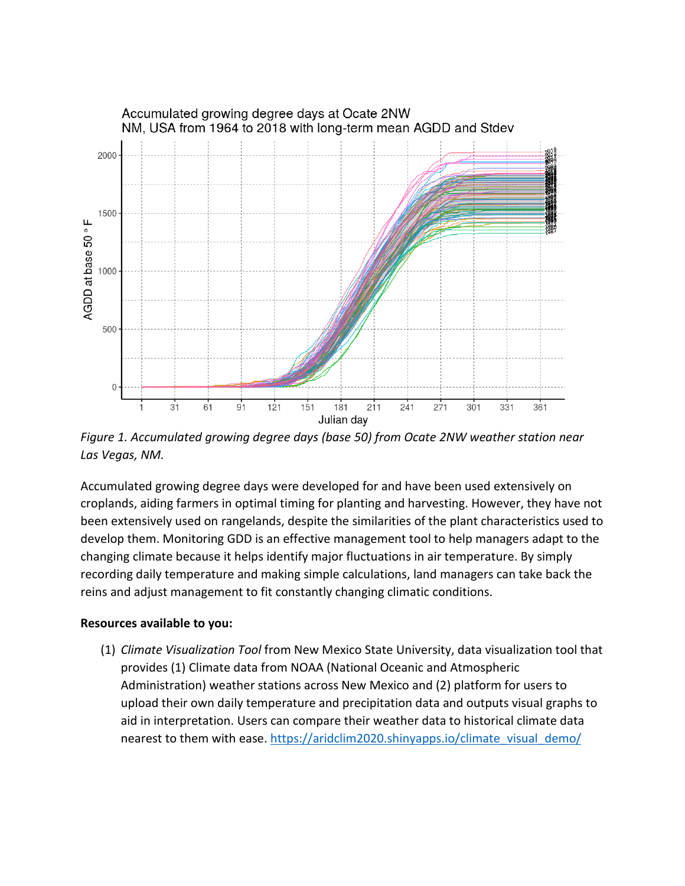*Figure 1. Accumulated growing degree days (base 50) from Ocate 2NW weather station near Las Vegas, NM.*

Accumulated growing degree days were developed for and have been used extensively on croplands, aiding farmers in optimal timing for planting and harvesting. However, they have not been extensively used on rangelands, despite the similarities of the plant characteristics used to develop them. Monitoring GDD is an effective management tool to help managers adapt to the changing climate because it helps identify major fluctuations in air temperature. By simply recording daily temperature and making simple calculations, land managers can take back the reins and adjust management to fit constantly changing climatic conditions.

**Resources available to you:**

(1) *Climate Visualization Tool* from New Mexico State University, data visualization tool that provides (1) Climate data from NOAA (National Oceanic and Atmospheric Administration) weather stations across New Mexico and (2) platform for users to upload their own daily temperature and precipitation data and outputs visual graphs to aid in interpretation. Users can compare their weather data to historical climate data nearest to them with ease. https://aridclim2020.shinyapps.io/climate_visual_demo/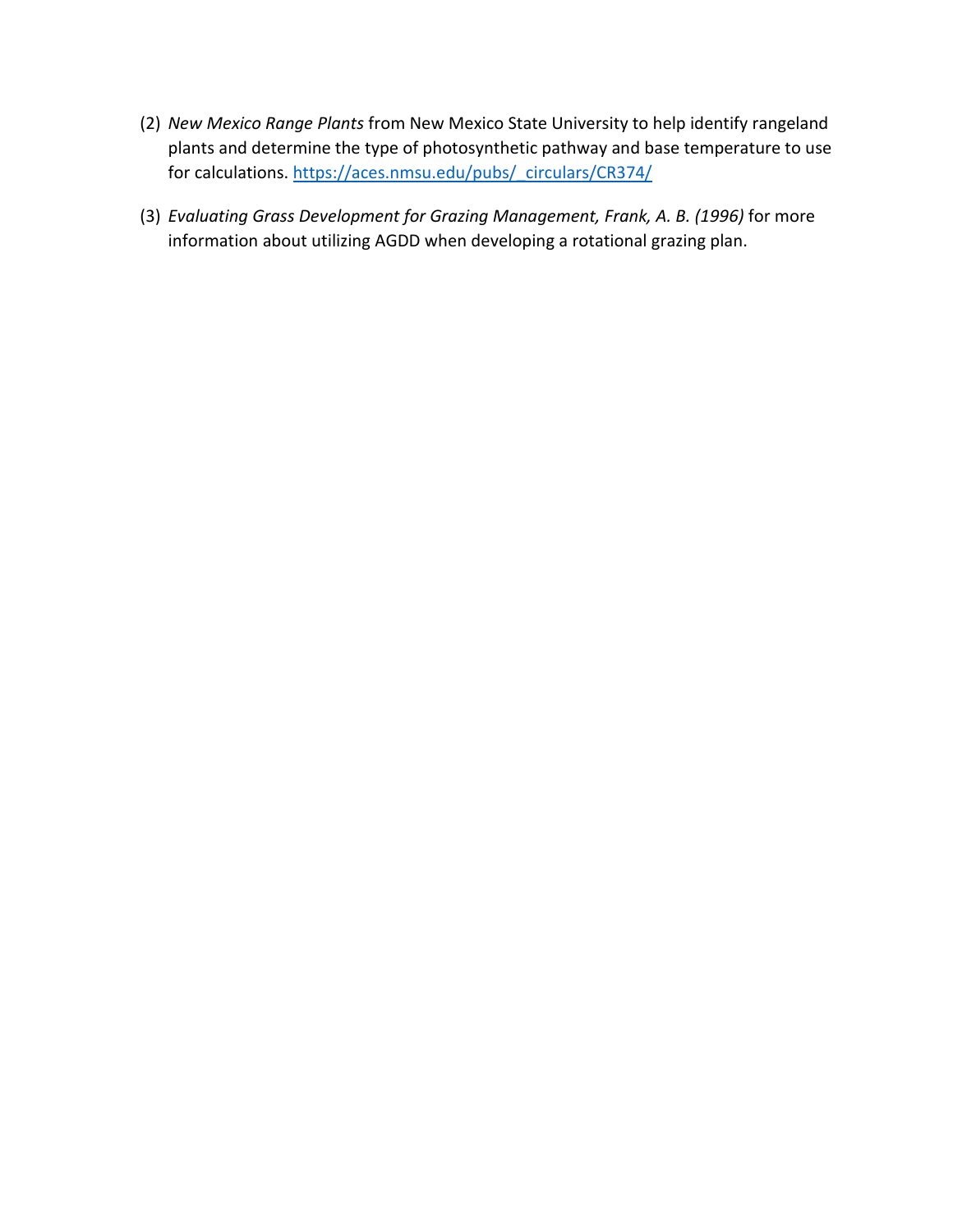(2) *New Mexico Range Plants* from New Mexico State University to help identify rangeland plants and determine the type of photosynthetic pathway and base temperature to use for calculations. https://aces.nmsu.edu/pubs/_circulars/CR374/

(3) *Evaluating Grass Development for Grazing Management, Frank, A. B. (1996)* for more information about utilizing AGDD when developing a rotational grazing plan.